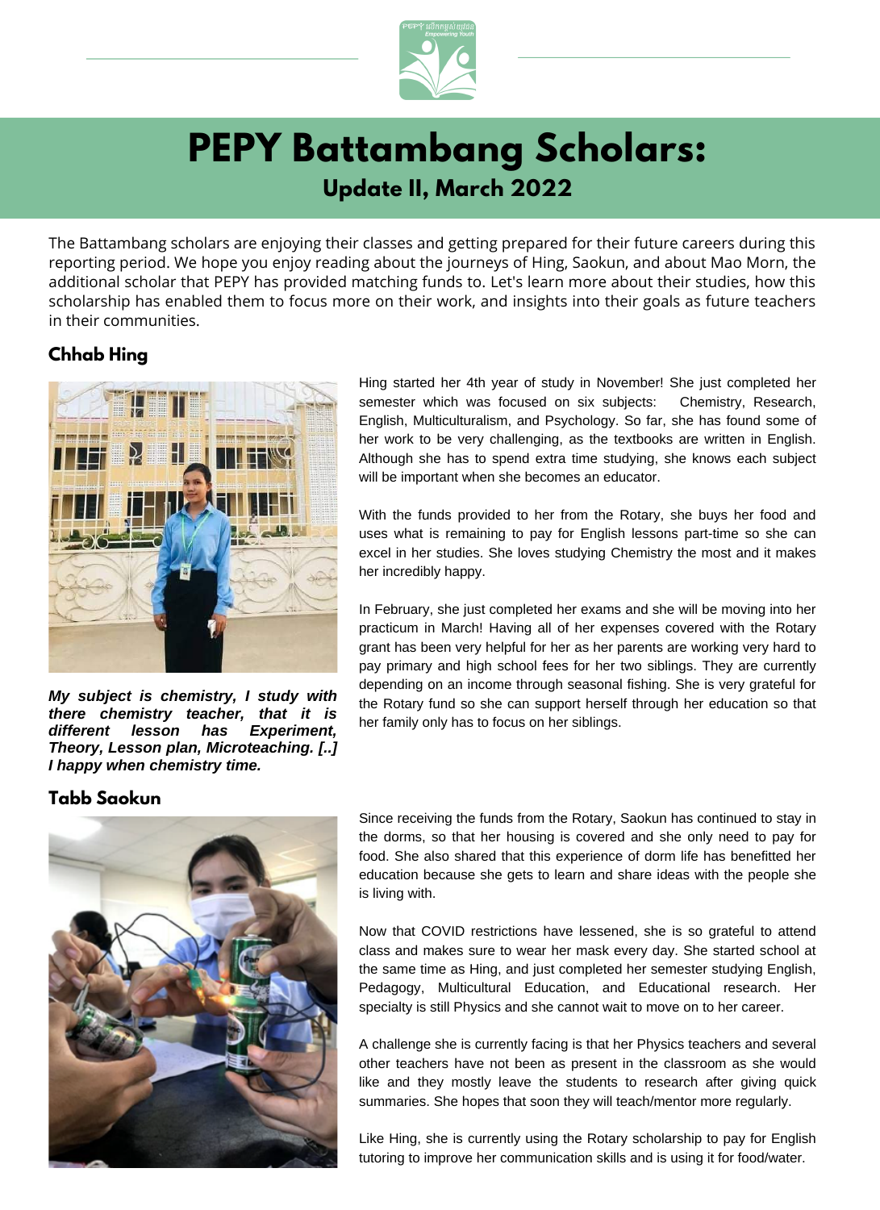# PEPY Battambang Scholars:

## Update II, March 2022

The Battambang scholars are enjoying their classes and getting prepared for their future careers during this reporting period. We hope you enjoy reading about the journeys of Hing, Saokun, and about Mao Morn, the additional scholar that PEPY has provided matching funds to. Let's learn more about their studies, how this scholarship has enabled them to focus more on their work, and insights into their goals as future teachers in their communities.

### Chhab Hing

***My subject is chemistry, I study with there chemistry teacher, that it is different lesson has Experiment, Theory, Lesson plan, Microteaching. [..] I happy when chemistry time.***

Hing started her 4th year of study in November! She just completed her semester which was focused on six subjects: Chemistry, Research, English, Multiculturalism, and Psychology. So far, she has found some of her work to be very challenging, as the textbooks are written in English. Although she has to spend extra time studying, she knows each subject will be important when she becomes an educator.

With the funds provided to her from the Rotary, she buys her food and uses what is remaining to pay for English lessons part-time so she can excel in her studies. She loves studying Chemistry the most and it makes her incredibly happy.

In February, she just completed her exams and she will be moving into her practicum in March! Having all of her expenses covered with the Rotary grant has been very helpful for her as her parents are working very hard to pay primary and high school fees for her two siblings. They are currently depending on an income through seasonal fishing. She is very grateful for the Rotary fund so she can support herself through her education so that her family only has to focus on her siblings.

### Tabb Saokun

Since receiving the funds from the Rotary, Saokun has continued to stay in the dorms, so that her housing is covered and she only need to pay for food. She also shared that this experience of dorm life has benefitted her education because she gets to learn and share ideas with the people she is living with.

Now that COVID restrictions have lessened, she is so grateful to attend class and makes sure to wear her mask every day. She started school at the same time as Hing, and just completed her semester studying English, Pedagogy, Multicultural Education, and Educational research. Her specialty is still Physics and she cannot wait to move on to her career.

A challenge she is currently facing is that her Physics teachers and several other teachers have not been as present in the classroom as she would like and they mostly leave the students to research after giving quick summaries. She hopes that soon they will teach/mentor more regularly.

Like Hing, she is currently using the Rotary scholarship to pay for English tutoring to improve her communication skills and is using it for food/water.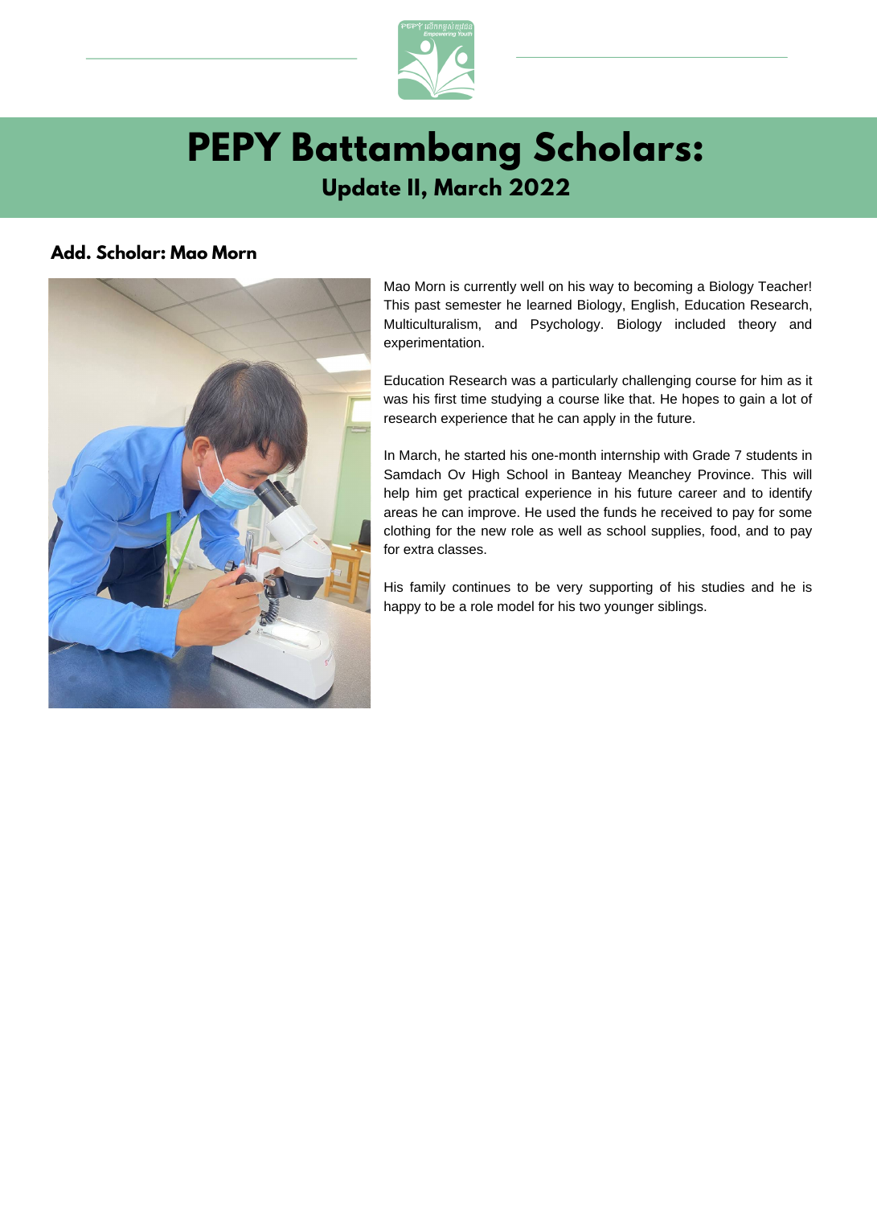# PEPY Battambang Scholars:

## Update II, March 2022

### Add. Scholar: Mao Morn

Mao Morn is currently well on his way to becoming a Biology Teacher! This past semester he learned Biology, English, Education Research, Multiculturalism, and Psychology. Biology included theory and experimentation.

Education Research was a particularly challenging course for him as it was his first time studying a course like that. He hopes to gain a lot of research experience that he can apply in the future.

In March, he started his one-month internship with Grade 7 students in Samdach Ov High School in Banteay Meanchey Province. This will help him get practical experience in his future career and to identify areas he can improve. He used the funds he received to pay for some clothing for the new role as well as school supplies, food, and to pay for extra classes.

His family continues to be very supporting of his studies and he is happy to be a role model for his two younger siblings.